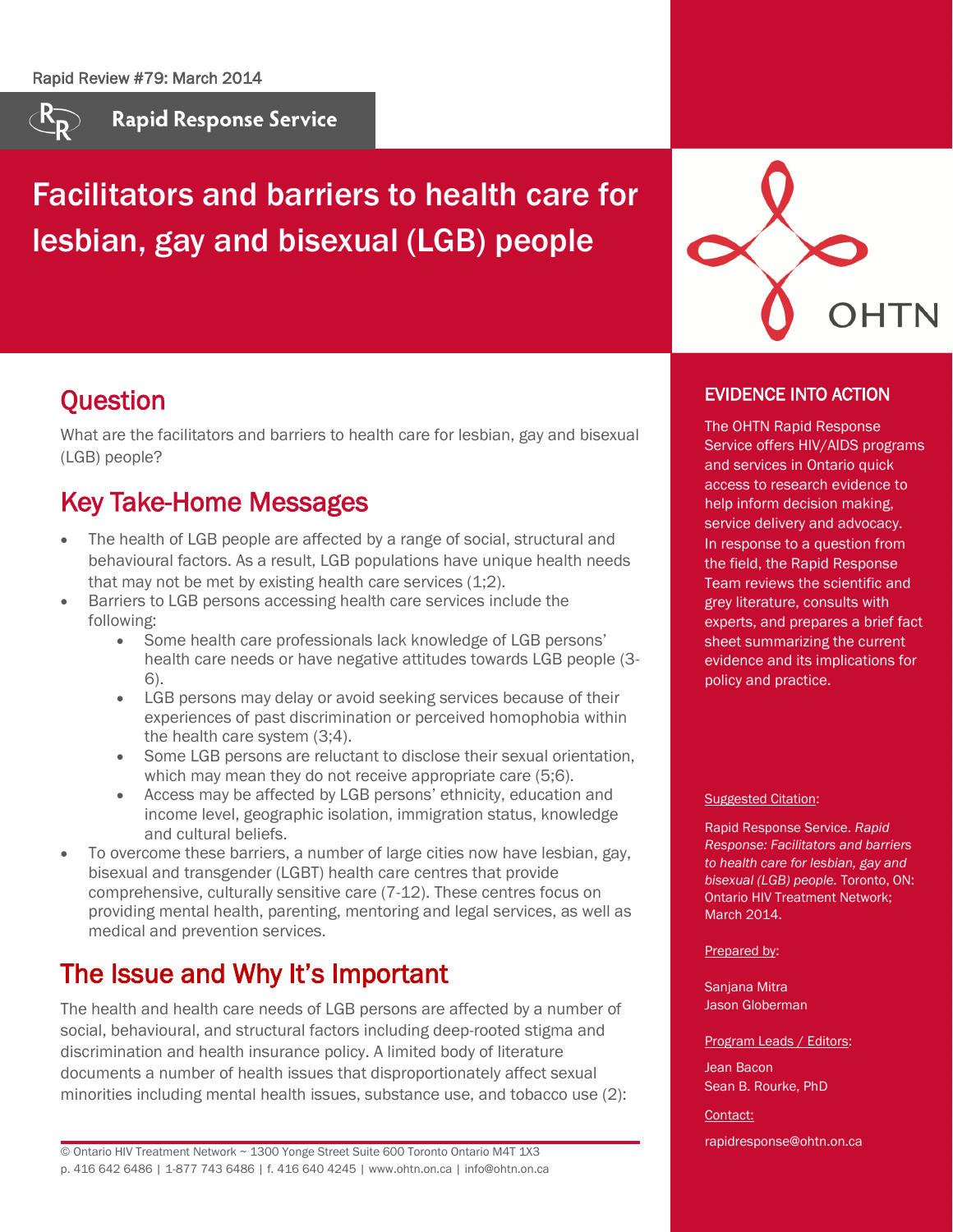Rapid Review #79: March 2014

Rapid Response Service

# Facilitators and barriers to health care for lesbian, gay and bisexual (LGB) people

## Question

What are the facilitators and barriers to health care for lesbian, gay and bisexual (LGB) people?

## Key Take-Home Messages

- The health of LGB people are affected by a range of social, structural and behavioural factors. As a result, LGB populations have unique health needs that may not be met by existing health care services (1;2).
- Barriers to LGB persons accessing health care services include the following:
  - Some health care professionals lack knowledge of LGB persons' health care needs or have negative attitudes towards LGB people (3-6).
  - LGB persons may delay or avoid seeking services because of their experiences of past discrimination or perceived homophobia within the health care system (3;4).
  - Some LGB persons are reluctant to disclose their sexual orientation, which may mean they do not receive appropriate care (5;6).
  - Access may be affected by LGB persons' ethnicity, education and income level, geographic isolation, immigration status, knowledge and cultural beliefs.
- To overcome these barriers, a number of large cities now have lesbian, gay, bisexual and transgender (LGBT) health care centres that provide comprehensive, culturally sensitive care (7-12). These centres focus on providing mental health, parenting, mentoring and legal services, as well as medical and prevention services.

## The Issue and Why It's Important

The health and health care needs of LGB persons are affected by a number of social, behavioural, and structural factors including deep-rooted stigma and discrimination and health insurance policy. A limited body of literature documents a number of health issues that disproportionately affect sexual minorities including mental health issues, substance use, and tobacco use (2):

## EVIDENCE INTO ACTION

The OHTN Rapid Response Service offers HIV/AIDS programs and services in Ontario quick access to research evidence to help inform decision making, service delivery and advocacy. In response to a question from the field, the Rapid Response Team reviews the scientific and grey literature, consults with experts, and prepares a brief fact sheet summarizing the current evidence and its implications for policy and practice.

Suggested Citation:

Rapid Response Service. *Rapid Response: Facilitators and barriers to health care for lesbian, gay and bisexual (LGB) people.* Toronto, ON: Ontario HIV Treatment Network; March 2014.

Prepared by:

Sanjana Mitra
Jason Globerman

Program Leads / Editors:

Jean Bacon
Sean B. Rourke, PhD

Contact:

rapidresponse@ohtn.on.ca

© Ontario HIV Treatment Network ~ 1300 Yonge Street Suite 600 Toronto Ontario M4T 1X3
p. 416 642 6486 | 1-877 743 6486 | f. 416 640 4245 | www.ohtn.on.ca | info@ohtn.on.ca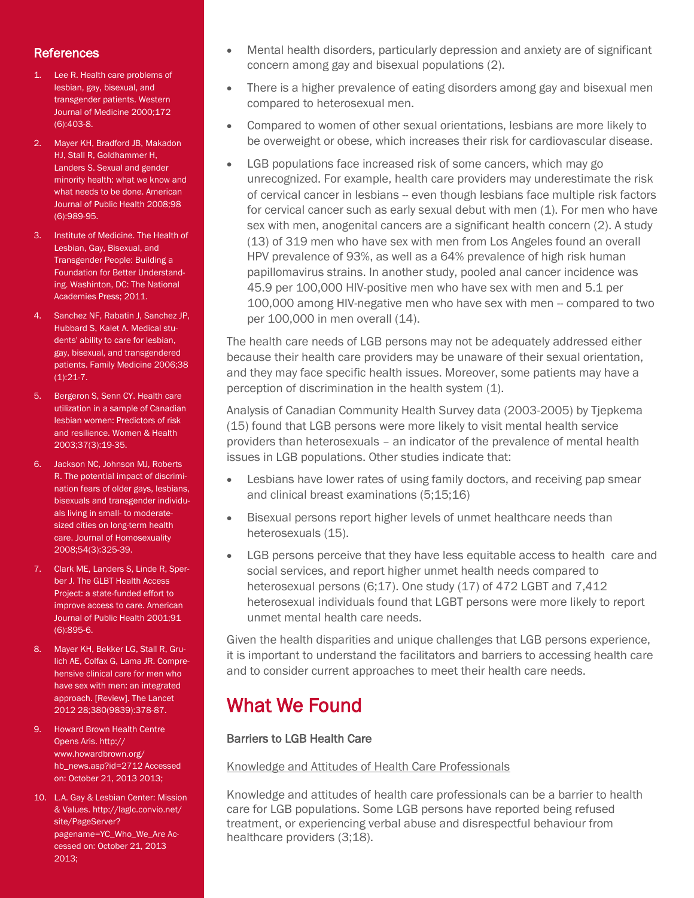- Mental health disorders, particularly depression and anxiety are of significant concern among gay and bisexual populations (2).
- There is a higher prevalence of eating disorders among gay and bisexual men compared to heterosexual men.
- Compared to women of other sexual orientations, lesbians are more likely to be overweight or obese, which increases their risk for cardiovascular disease.
- LGB populations face increased risk of some cancers, which may go unrecognized. For example, health care providers may underestimate the risk of cervical cancer in lesbians -- even though lesbians face multiple risk factors for cervical cancer such as early sexual debut with men (1). For men who have sex with men, anogenital cancers are a significant health concern (2). A study (13) of 319 men who have sex with men from Los Angeles found an overall HPV prevalence of 93%, as well as a 64% prevalence of high risk human papillomavirus strains. In another study, pooled anal cancer incidence was 45.9 per 100,000 HIV-positive men who have sex with men and 5.1 per 100,000 among HIV-negative men who have sex with men -- compared to two per 100,000 in men overall (14).

The health care needs of LGB persons may not be adequately addressed either because their health care providers may be unaware of their sexual orientation, and they may face specific health issues. Moreover, some patients may have a perception of discrimination in the health system (1).

Analysis of Canadian Community Health Survey data (2003-2005) by Tjepkema (15) found that LGB persons were more likely to visit mental health service providers than heterosexuals – an indicator of the prevalence of mental health issues in LGB populations. Other studies indicate that:

- Lesbians have lower rates of using family doctors, and receiving pap smear and clinical breast examinations (5;15;16)
- Bisexual persons report higher levels of unmet healthcare needs than heterosexuals (15).
- LGB persons perceive that they have less equitable access to health care and social services, and report higher unmet health needs compared to heterosexual persons (6;17). One study (17) of 472 LGBT and 7,412 heterosexual individuals found that LGBT persons were more likely to report unmet mental health care needs.

Given the health disparities and unique challenges that LGB persons experience, it is important to understand the facilitators and barriers to accessing health care and to consider current approaches to meet their health care needs.

## What We Found

**Barriers to LGB Health Care**

Knowledge and Attitudes of Health Care Professionals

Knowledge and attitudes of health care professionals can be a barrier to health care for LGB populations. Some LGB persons have reported being refused treatment, or experiencing verbal abuse and disrespectful behaviour from healthcare providers (3;18).

### References

1. Lee R. Health care problems of lesbian, gay, bisexual, and transgender patients. Western Journal of Medicine 2000;172 (6):403-8.
2. Mayer KH, Bradford JB, Makadon HJ, Stall R, Goldhammer H, Landers S. Sexual and gender minority health: what we know and what needs to be done. American Journal of Public Health 2008;98 (6):989-95.
3. Institute of Medicine. The Health of Lesbian, Gay, Bisexual, and Transgender People: Building a Foundation for Better Understanding. Washinton, DC: The National Academies Press; 2011.
4. Sanchez NF, Rabatin J, Sanchez JP, Hubbard S, Kalet A. Medical students' ability to care for lesbian, gay, bisexual, and transgendered patients. Family Medicine 2006;38 (1):21-7.
5. Bergeron S, Senn CY. Health care utilization in a sample of Canadian lesbian women: Predictors of risk and resilience. Women & Health 2003;37(3):19-35.
6. Jackson NC, Johnson MJ, Roberts R. The potential impact of discrimination fears of older gays, lesbians, bisexuals and transgender individuals living in small- to moderate-sized cities on long-term health care. Journal of Homosexuality 2008;54(3):325-39.
7. Clark ME, Landers S, Linde R, Sperber J. The GLBT Health Access Project: a state-funded effort to improve access to care. American Journal of Public Health 2001;91 (6):895-6.
8. Mayer KH, Bekker LG, Stall R, Grulich AE, Colfax G, Lama JR. Comprehensive clinical care for men who have sex with men: an integrated approach. [Review]. The Lancet 2012 28;380(9839):378-87.
9. Howard Brown Health Centre Opens Aris. http://www.howardbrown.org/hb_news.asp?id=2712 Accessed on: October 21, 2013 2013;
10. L.A. Gay & Lesbian Center: Mission & Values. http://laglc.convio.net/site/PageServer?pagename=YC_Who_We_Are Accessed on: October 21, 2013 2013;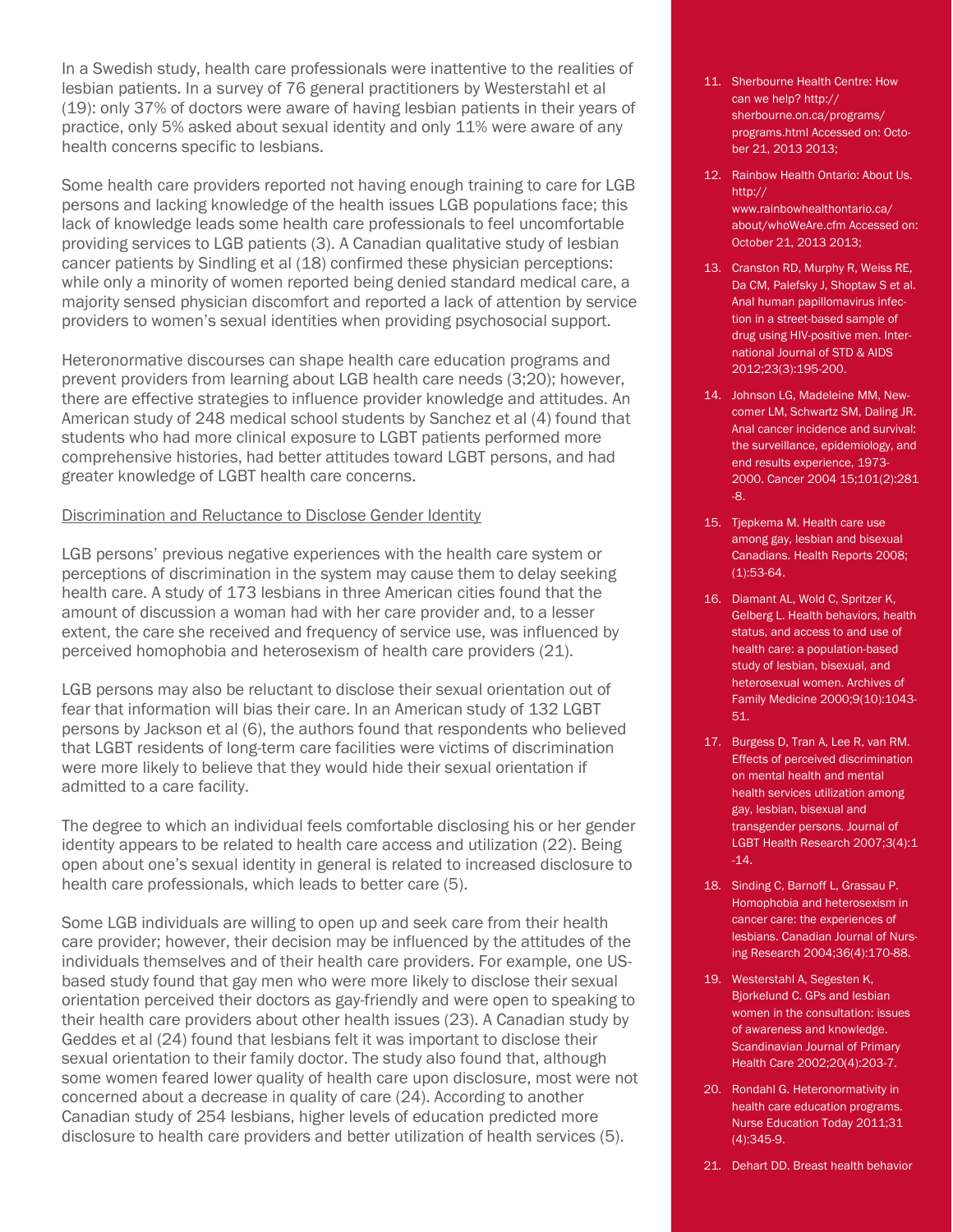In a Swedish study, health care professionals were inattentive to the realities of lesbian patients. In a survey of 76 general practitioners by Westerstahl et al (19): only 37% of doctors were aware of having lesbian patients in their years of practice, only 5% asked about sexual identity and only 11% were aware of any health concerns specific to lesbians.

Some health care providers reported not having enough training to care for LGB persons and lacking knowledge of the health issues LGB populations face; this lack of knowledge leads some health care professionals to feel uncomfortable providing services to LGB patients (3). A Canadian qualitative study of lesbian cancer patients by Sindling et al (18) confirmed these physician perceptions: while only a minority of women reported being denied standard medical care, a majority sensed physician discomfort and reported a lack of attention by service providers to women's sexual identities when providing psychosocial support.

Heteronormative discourses can shape health care education programs and prevent providers from learning about LGB health care needs (3;20); however, there are effective strategies to influence provider knowledge and attitudes. An American study of 248 medical school students by Sanchez et al (4) found that students who had more clinical exposure to LGBT patients performed more comprehensive histories, had better attitudes toward LGBT persons, and had greater knowledge of LGBT health care concerns.

<u>Discrimination and Reluctance to Disclose Gender Identity</u>

LGB persons' previous negative experiences with the health care system or perceptions of discrimination in the system may cause them to delay seeking health care. A study of 173 lesbians in three American cities found that the amount of discussion a woman had with her care provider and, to a lesser extent, the care she received and frequency of service use, was influenced by perceived homophobia and heterosexism of health care providers (21).

LGB persons may also be reluctant to disclose their sexual orientation out of fear that information will bias their care. In an American study of 132 LGBT persons by Jackson et al (6), the authors found that respondents who believed that LGBT residents of long-term care facilities were victims of discrimination were more likely to believe that they would hide their sexual orientation if admitted to a care facility.

The degree to which an individual feels comfortable disclosing his or her gender identity appears to be related to health care access and utilization (22). Being open about one's sexual identity in general is related to increased disclosure to health care professionals, which leads to better care (5).

Some LGB individuals are willing to open up and seek care from their health care provider; however, their decision may be influenced by the attitudes of the individuals themselves and of their health care providers. For example, one US-based study found that gay men who were more likely to disclose their sexual orientation perceived their doctors as gay-friendly and were open to speaking to their health care providers about other health issues (23). A Canadian study by Geddes et al (24) found that lesbians felt it was important to disclose their sexual orientation to their family doctor. The study also found that, although some women feared lower quality of health care upon disclosure, most were not concerned about a decrease in quality of care (24). According to another Canadian study of 254 lesbians, higher levels of education predicted more disclosure to health care providers and better utilization of health services (5).

11. Sherbourne Health Centre: How can we help? http://sherbourne.on.ca/programs/programs.html Accessed on: October 21, 2013 2013;
12. Rainbow Health Ontario: About Us. http://www.rainbowhealthontario.ca/about/whoWeAre.cfm Accessed on: October 21, 2013 2013;
13. Cranston RD, Murphy R, Weiss RE, Da CM, Palefsky J, Shoptaw S et al. Anal human papillomavirus infection in a street-based sample of drug using HIV-positive men. International Journal of STD & AIDS 2012;23(3):195-200.
14. Johnson LG, Madeleine MM, Newcomer LM, Schwartz SM, Daling JR. Anal cancer incidence and survival: the surveillance, epidemiology, and end results experience, 1973-2000. Cancer 2004 15;101(2):281-8.
15. Tjepkema M. Health care use among gay, lesbian and bisexual Canadians. Health Reports 2008;(1):53-64.
16. Diamant AL, Wold C, Spritzer K, Gelberg L. Health behaviors, health status, and access to and use of health care: a population-based study of lesbian, bisexual, and heterosexual women. Archives of Family Medicine 2000;9(10):1043-51.
17. Burgess D, Tran A, Lee R, van RM. Effects of perceived discrimination on mental health and mental health services utilization among gay, lesbian, bisexual and transgender persons. Journal of LGBT Health Research 2007;3(4):1-14.
18. Sinding C, Barnoff L, Grassau P. Homophobia and heterosexism in cancer care: the experiences of lesbians. Canadian Journal of Nursing Research 2004;36(4):170-88.
19. Westerstahl A, Segesten K, Bjorkelund C. GPs and lesbian women in the consultation: issues of awareness and knowledge. Scandinavian Journal of Primary Health Care 2002;20(4):203-7.
20. Rondahl G. Heteronormativity in health care education programs. Nurse Education Today 2011;31(4):345-9.
21. Dehart DD. Breast health behavior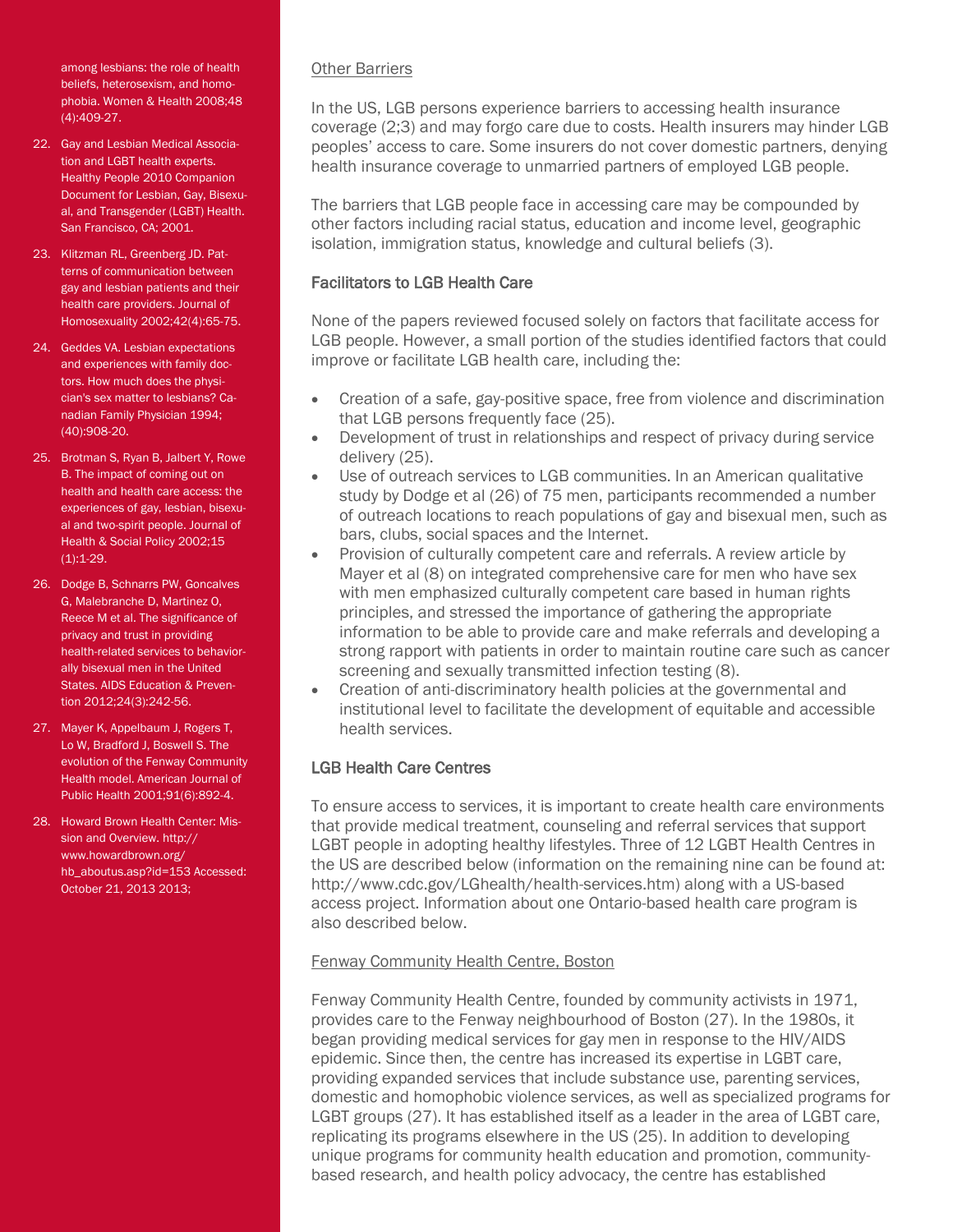### Other Barriers

In the US, LGB persons experience barriers to accessing health insurance coverage (2;3) and may forgo care due to costs. Health insurers may hinder LGB peoples' access to care. Some insurers do not cover domestic partners, denying health insurance coverage to unmarried partners of employed LGB people.

The barriers that LGB people face in accessing care may be compounded by other factors including racial status, education and income level, geographic isolation, immigration status, knowledge and cultural beliefs (3).

## Facilitators to LGB Health Care

None of the papers reviewed focused solely on factors that facilitate access for LGB people. However, a small portion of the studies identified factors that could improve or facilitate LGB health care, including the:

- Creation of a safe, gay-positive space, free from violence and discrimination that LGB persons frequently face (25).
- Development of trust in relationships and respect of privacy during service delivery (25).
- Use of outreach services to LGB communities. In an American qualitative study by Dodge et al (26) of 75 men, participants recommended a number of outreach locations to reach populations of gay and bisexual men, such as bars, clubs, social spaces and the Internet.
- Provision of culturally competent care and referrals. A review article by Mayer et al (8) on integrated comprehensive care for men who have sex with men emphasized culturally competent care based in human rights principles, and stressed the importance of gathering the appropriate information to be able to provide care and make referrals and developing a strong rapport with patients in order to maintain routine care such as cancer screening and sexually transmitted infection testing (8).
- Creation of anti-discriminatory health policies at the governmental and institutional level to facilitate the development of equitable and accessible health services.

## LGB Health Care Centres

To ensure access to services, it is important to create health care environments that provide medical treatment, counseling and referral services that support LGBT people in adopting healthy lifestyles. Three of 12 LGBT Health Centres in the US are described below (information on the remaining nine can be found at: http://www.cdc.gov/LGhealth/health-services.htm) along with a US-based access project. Information about one Ontario-based health care program is also described below.

### Fenway Community Health Centre, Boston

Fenway Community Health Centre, founded by community activists in 1971, provides care to the Fenway neighbourhood of Boston (27). In the 1980s, it began providing medical services for gay men in response to the HIV/AIDS epidemic. Since then, the centre has increased its expertise in LGBT care, providing expanded services that include substance use, parenting services, domestic and homophobic violence services, as well as specialized programs for LGBT groups (27). It has established itself as a leader in the area of LGBT care, replicating its programs elsewhere in the US (25). In addition to developing unique programs for community health education and promotion, community-based research, and health policy advocacy, the centre has established

among lesbians: the role of health beliefs, heterosexism, and homophobia. Women & Health 2008;48 (4):409-27.

22. Gay and Lesbian Medical Association and LGBT health experts. Healthy People 2010 Companion Document for Lesbian, Gay, Bisexual, and Transgender (LGBT) Health. San Francisco, CA; 2001.
23. Klitzman RL, Greenberg JD. Patterns of communication between gay and lesbian patients and their health care providers. Journal of Homosexuality 2002;42(4):65-75.
24. Geddes VA. Lesbian expectations and experiences with family doctors. How much does the physician's sex matter to lesbians? Canadian Family Physician 1994;(40):908-20.
25. Brotman S, Ryan B, Jalbert Y, Rowe B. The impact of coming out on health and health care access: the experiences of gay, lesbian, bisexual and two-spirit people. Journal of Health & Social Policy 2002;15 (1):1-29.
26. Dodge B, Schnarrs PW, Goncalves G, Malebranche D, Martinez O, Reece M et al. The significance of privacy and trust in providing health-related services to behaviorally bisexual men in the United States. AIDS Education & Prevention 2012;24(3):242-56.
27. Mayer K, Appelbaum J, Rogers T, Lo W, Bradford J, Boswell S. The evolution of the Fenway Community Health model. American Journal of Public Health 2001;91(6):892-4.
28. Howard Brown Health Center: Mission and Overview. http://www.howardbrown.org/hb_aboutus.asp?id=153 Accessed: October 21, 2013 2013;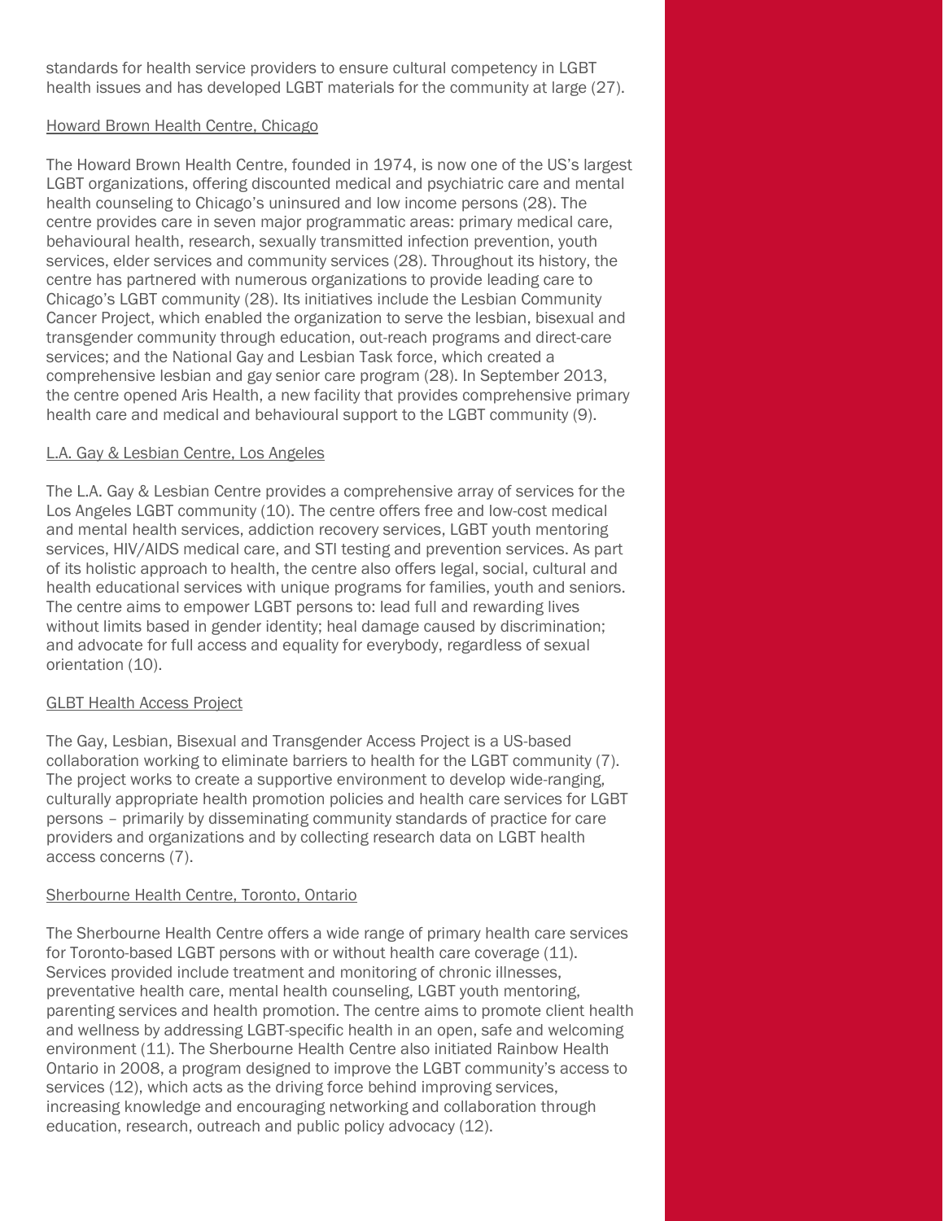standards for health service providers to ensure cultural competency in LGBT health issues and has developed LGBT materials for the community at large (27).

### Howard Brown Health Centre, Chicago

The Howard Brown Health Centre, founded in 1974, is now one of the US's largest LGBT organizations, offering discounted medical and psychiatric care and mental health counseling to Chicago's uninsured and low income persons (28). The centre provides care in seven major programmatic areas: primary medical care, behavioural health, research, sexually transmitted infection prevention, youth services, elder services and community services (28). Throughout its history, the centre has partnered with numerous organizations to provide leading care to Chicago's LGBT community (28). Its initiatives include the Lesbian Community Cancer Project, which enabled the organization to serve the lesbian, bisexual and transgender community through education, out-reach programs and direct-care services; and the National Gay and Lesbian Task force, which created a comprehensive lesbian and gay senior care program (28). In September 2013, the centre opened Aris Health, a new facility that provides comprehensive primary health care and medical and behavioural support to the LGBT community (9).

### L.A. Gay & Lesbian Centre, Los Angeles

The L.A. Gay & Lesbian Centre provides a comprehensive array of services for the Los Angeles LGBT community (10). The centre offers free and low-cost medical and mental health services, addiction recovery services, LGBT youth mentoring services, HIV/AIDS medical care, and STI testing and prevention services. As part of its holistic approach to health, the centre also offers legal, social, cultural and health educational services with unique programs for families, youth and seniors. The centre aims to empower LGBT persons to: lead full and rewarding lives without limits based in gender identity; heal damage caused by discrimination; and advocate for full access and equality for everybody, regardless of sexual orientation (10).

### GLBT Health Access Project

The Gay, Lesbian, Bisexual and Transgender Access Project is a US-based collaboration working to eliminate barriers to health for the LGBT community (7). The project works to create a supportive environment to develop wide-ranging, culturally appropriate health promotion policies and health care services for LGBT persons – primarily by disseminating community standards of practice for care providers and organizations and by collecting research data on LGBT health access concerns (7).

### Sherbourne Health Centre, Toronto, Ontario

The Sherbourne Health Centre offers a wide range of primary health care services for Toronto-based LGBT persons with or without health care coverage (11). Services provided include treatment and monitoring of chronic illnesses, preventative health care, mental health counseling, LGBT youth mentoring, parenting services and health promotion. The centre aims to promote client health and wellness by addressing LGBT-specific health in an open, safe and welcoming environment (11). The Sherbourne Health Centre also initiated Rainbow Health Ontario in 2008, a program designed to improve the LGBT community's access to services (12), which acts as the driving force behind improving services, increasing knowledge and encouraging networking and collaboration through education, research, outreach and public policy advocacy (12).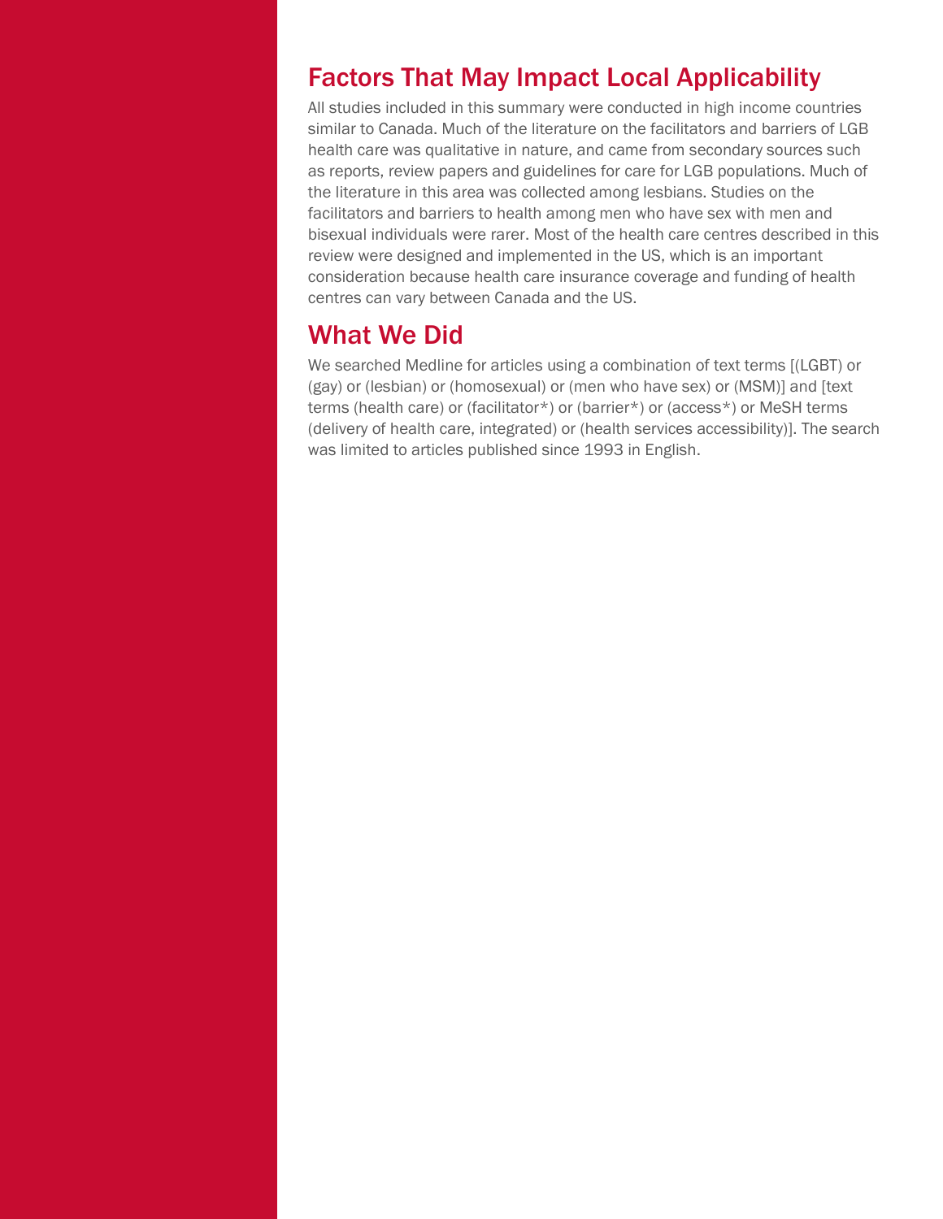## Factors That May Impact Local Applicability

All studies included in this summary were conducted in high income countries similar to Canada. Much of the literature on the facilitators and barriers of LGB health care was qualitative in nature, and came from secondary sources such as reports, review papers and guidelines for care for LGB populations. Much of the literature in this area was collected among lesbians. Studies on the facilitators and barriers to health among men who have sex with men and bisexual individuals were rarer. Most of the health care centres described in this review were designed and implemented in the US, which is an important consideration because health care insurance coverage and funding of health centres can vary between Canada and the US.

## What We Did

We searched Medline for articles using a combination of text terms [(LGBT) or (gay) or (lesbian) or (homosexual) or (men who have sex) or (MSM)] and [text terms (health care) or (facilitator*) or (barrier*) or (access*) or MeSH terms (delivery of health care, integrated) or (health services accessibility)]. The search was limited to articles published since 1993 in English.